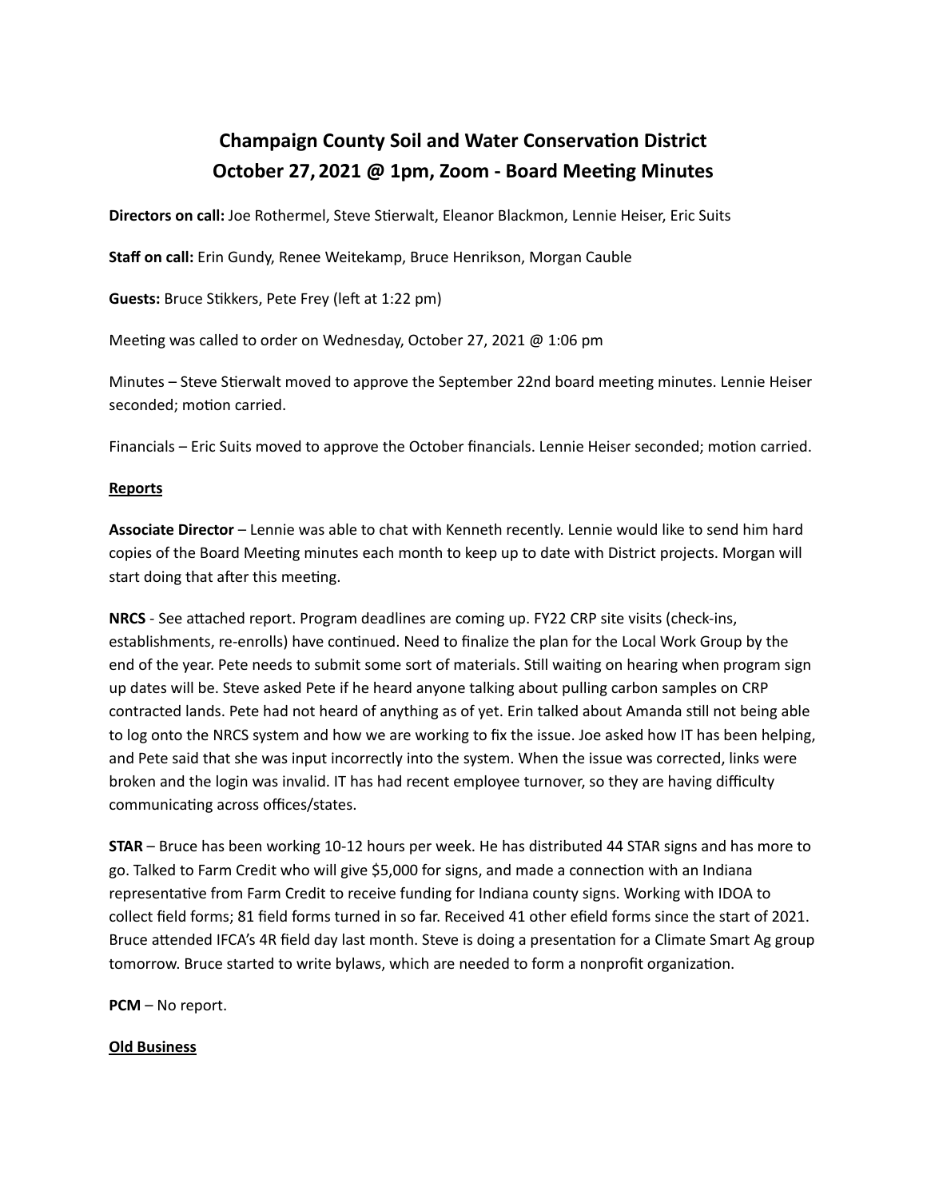# Champaign County Soil and Water Conservation District
# October 27, 2021 @ 1pm, Zoom - Board Meeting Minutes

**Directors on call:** Joe Rothermel, Steve Stierwalt, Eleanor Blackmon, Lennie Heiser, Eric Suits

**Staff on call:** Erin Gundy, Renee Weitekamp, Bruce Henrikson, Morgan Cauble

**Guests:** Bruce Stikkers, Pete Frey (left at 1:22 pm)

Meeting was called to order on Wednesday, October 27, 2021 @ 1:06 pm

Minutes – Steve Stierwalt moved to approve the September 22nd board meeting minutes. Lennie Heiser seconded; motion carried.

Financials – Eric Suits moved to approve the October financials. Lennie Heiser seconded; motion carried.

**Reports**

**Associate Director** – Lennie was able to chat with Kenneth recently. Lennie would like to send him hard copies of the Board Meeting minutes each month to keep up to date with District projects. Morgan will start doing that after this meeting.

**NRCS** - See attached report. Program deadlines are coming up. FY22 CRP site visits (check-ins, establishments, re-enrolls) have continued. Need to finalize the plan for the Local Work Group by the end of the year. Pete needs to submit some sort of materials. Still waiting on hearing when program sign up dates will be. Steve asked Pete if he heard anyone talking about pulling carbon samples on CRP contracted lands. Pete had not heard of anything as of yet. Erin talked about Amanda still not being able to log onto the NRCS system and how we are working to fix the issue. Joe asked how IT has been helping, and Pete said that she was input incorrectly into the system. When the issue was corrected, links were broken and the login was invalid. IT has had recent employee turnover, so they are having difficulty communicating across offices/states.

**STAR** – Bruce has been working 10-12 hours per week. He has distributed 44 STAR signs and has more to go. Talked to Farm Credit who will give $5,000 for signs, and made a connection with an Indiana representative from Farm Credit to receive funding for Indiana county signs. Working with IDOA to collect field forms; 81 field forms turned in so far. Received 41 other efield forms since the start of 2021. Bruce attended IFCA's 4R field day last month. Steve is doing a presentation for a Climate Smart Ag group tomorrow. Bruce started to write bylaws, which are needed to form a nonprofit organization.

**PCM** – No report.

**Old Business**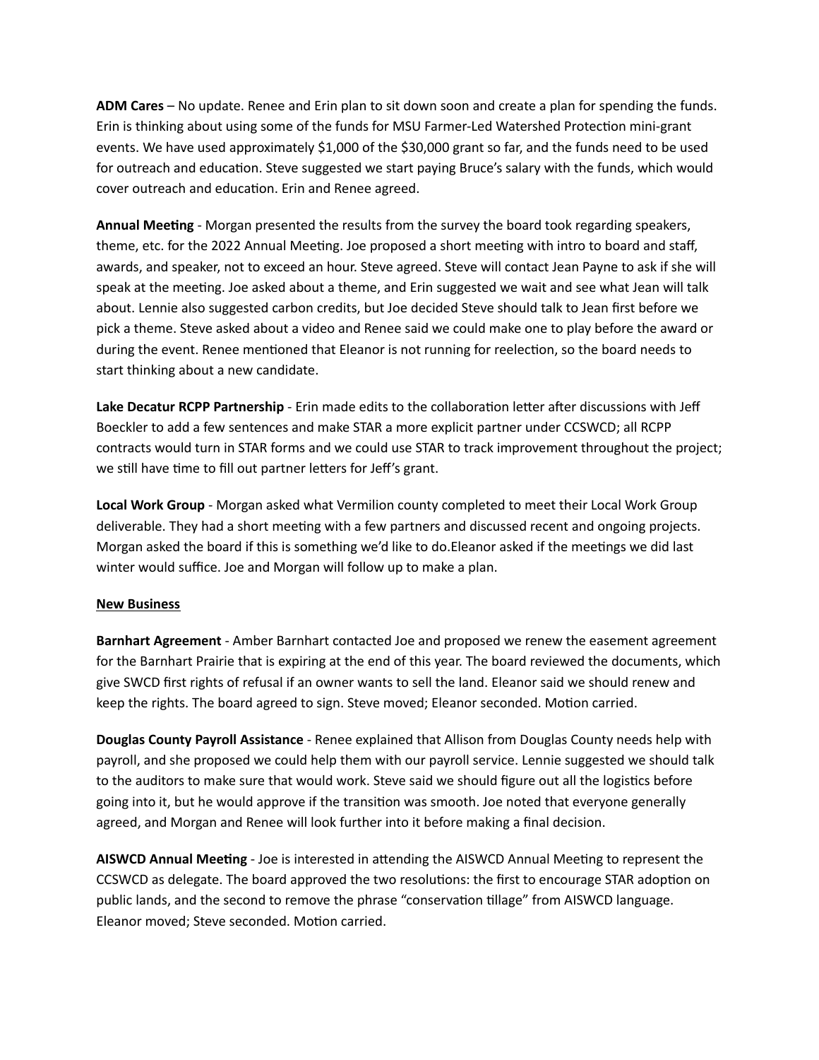**ADM Cares** – No update. Renee and Erin plan to sit down soon and create a plan for spending the funds. Erin is thinking about using some of the funds for MSU Farmer-Led Watershed Protection mini-grant events. We have used approximately $1,000 of the $30,000 grant so far, and the funds need to be used for outreach and education. Steve suggested we start paying Bruce's salary with the funds, which would cover outreach and education. Erin and Renee agreed.

**Annual Meeting** - Morgan presented the results from the survey the board took regarding speakers, theme, etc. for the 2022 Annual Meeting. Joe proposed a short meeting with intro to board and staff, awards, and speaker, not to exceed an hour. Steve agreed. Steve will contact Jean Payne to ask if she will speak at the meeting. Joe asked about a theme, and Erin suggested we wait and see what Jean will talk about. Lennie also suggested carbon credits, but Joe decided Steve should talk to Jean first before we pick a theme. Steve asked about a video and Renee said we could make one to play before the award or during the event. Renee mentioned that Eleanor is not running for reelection, so the board needs to start thinking about a new candidate.

**Lake Decatur RCPP Partnership** - Erin made edits to the collaboration letter after discussions with Jeff Boeckler to add a few sentences and make STAR a more explicit partner under CCSWCD; all RCPP contracts would turn in STAR forms and we could use STAR to track improvement throughout the project; we still have time to fill out partner letters for Jeff's grant.

**Local Work Group** - Morgan asked what Vermilion county completed to meet their Local Work Group deliverable. They had a short meeting with a few partners and discussed recent and ongoing projects. Morgan asked the board if this is something we'd like to do.Eleanor asked if the meetings we did last winter would suffice. Joe and Morgan will follow up to make a plan.

<u>**New Business**</u>

**Barnhart Agreement** - Amber Barnhart contacted Joe and proposed we renew the easement agreement for the Barnhart Prairie that is expiring at the end of this year. The board reviewed the documents, which give SWCD first rights of refusal if an owner wants to sell the land. Eleanor said we should renew and keep the rights. The board agreed to sign. Steve moved; Eleanor seconded. Motion carried.

**Douglas County Payroll Assistance** - Renee explained that Allison from Douglas County needs help with payroll, and she proposed we could help them with our payroll service. Lennie suggested we should talk to the auditors to make sure that would work. Steve said we should figure out all the logistics before going into it, but he would approve if the transition was smooth. Joe noted that everyone generally agreed, and Morgan and Renee will look further into it before making a final decision.

**AISWCD Annual Meeting** - Joe is interested in attending the AISWCD Annual Meeting to represent the CCSWCD as delegate. The board approved the two resolutions: the first to encourage STAR adoption on public lands, and the second to remove the phrase "conservation tillage" from AISWCD language. Eleanor moved; Steve seconded. Motion carried.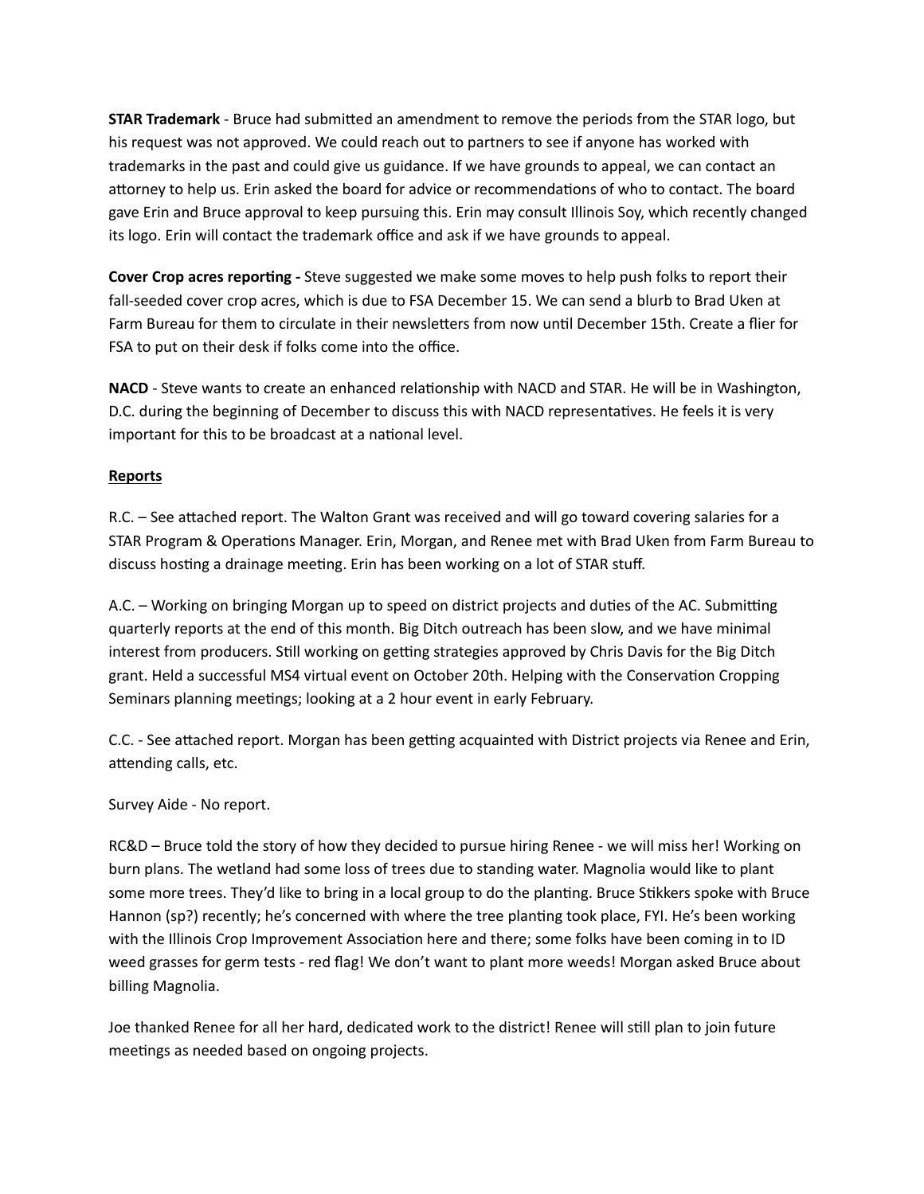**STAR Trademark** - Bruce had submitted an amendment to remove the periods from the STAR logo, but his request was not approved. We could reach out to partners to see if anyone has worked with trademarks in the past and could give us guidance. If we have grounds to appeal, we can contact an attorney to help us. Erin asked the board for advice or recommendations of who to contact. The board gave Erin and Bruce approval to keep pursuing this. Erin may consult Illinois Soy, which recently changed its logo. Erin will contact the trademark office and ask if we have grounds to appeal.

**Cover Crop acres reporting -** Steve suggested we make some moves to help push folks to report their fall-seeded cover crop acres, which is due to FSA December 15. We can send a blurb to Brad Uken at Farm Bureau for them to circulate in their newsletters from now until December 15th. Create a flier for FSA to put on their desk if folks come into the office.

**NACD** - Steve wants to create an enhanced relationship with NACD and STAR. He will be in Washington, D.C. during the beginning of December to discuss this with NACD representatives. He feels it is very important for this to be broadcast at a national level.

**Reports**

R.C. – See attached report. The Walton Grant was received and will go toward covering salaries for a STAR Program & Operations Manager. Erin, Morgan, and Renee met with Brad Uken from Farm Bureau to discuss hosting a drainage meeting. Erin has been working on a lot of STAR stuff.

A.C. – Working on bringing Morgan up to speed on district projects and duties of the AC. Submitting quarterly reports at the end of this month. Big Ditch outreach has been slow, and we have minimal interest from producers. Still working on getting strategies approved by Chris Davis for the Big Ditch grant. Held a successful MS4 virtual event on October 20th. Helping with the Conservation Cropping Seminars planning meetings; looking at a 2 hour event in early February.

C.C. - See attached report. Morgan has been getting acquainted with District projects via Renee and Erin, attending calls, etc.

Survey Aide - No report.

RC&D – Bruce told the story of how they decided to pursue hiring Renee - we will miss her! Working on burn plans. The wetland had some loss of trees due to standing water. Magnolia would like to plant some more trees. They'd like to bring in a local group to do the planting. Bruce Stikkers spoke with Bruce Hannon (sp?) recently; he's concerned with where the tree planting took place, FYI. He's been working with the Illinois Crop Improvement Association here and there; some folks have been coming in to ID weed grasses for germ tests - red flag! We don't want to plant more weeds! Morgan asked Bruce about billing Magnolia.

Joe thanked Renee for all her hard, dedicated work to the district! Renee will still plan to join future meetings as needed based on ongoing projects.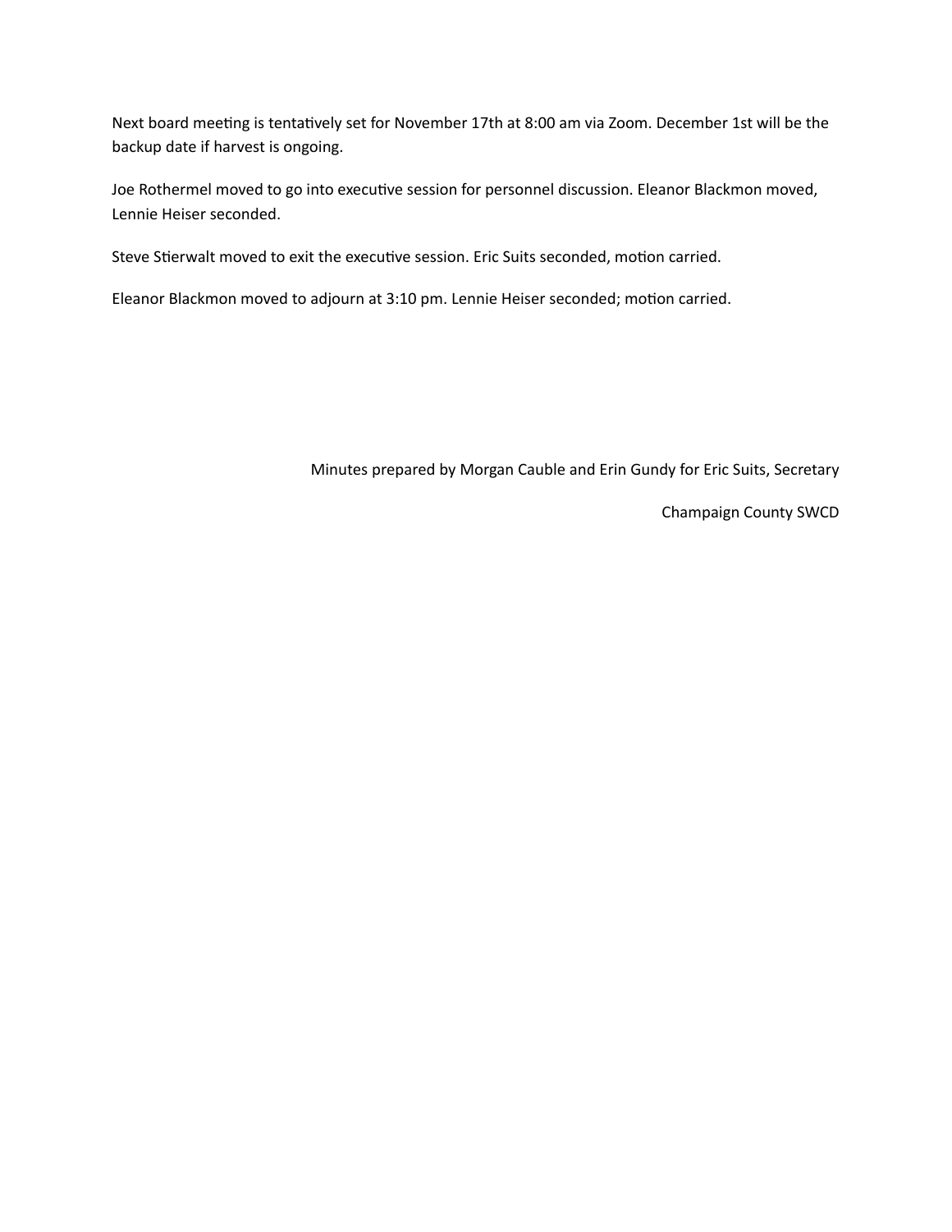Next board meeting is tentatively set for November 17th at 8:00 am via Zoom. December 1st will be the backup date if harvest is ongoing.

Joe Rothermel moved to go into executive session for personnel discussion. Eleanor Blackmon moved, Lennie Heiser seconded.

Steve Stierwalt moved to exit the executive session. Eric Suits seconded, motion carried.

Eleanor Blackmon moved to adjourn at 3:10 pm. Lennie Heiser seconded; motion carried.

Minutes prepared by Morgan Cauble and Erin Gundy for Eric Suits, Secretary

Champaign County SWCD